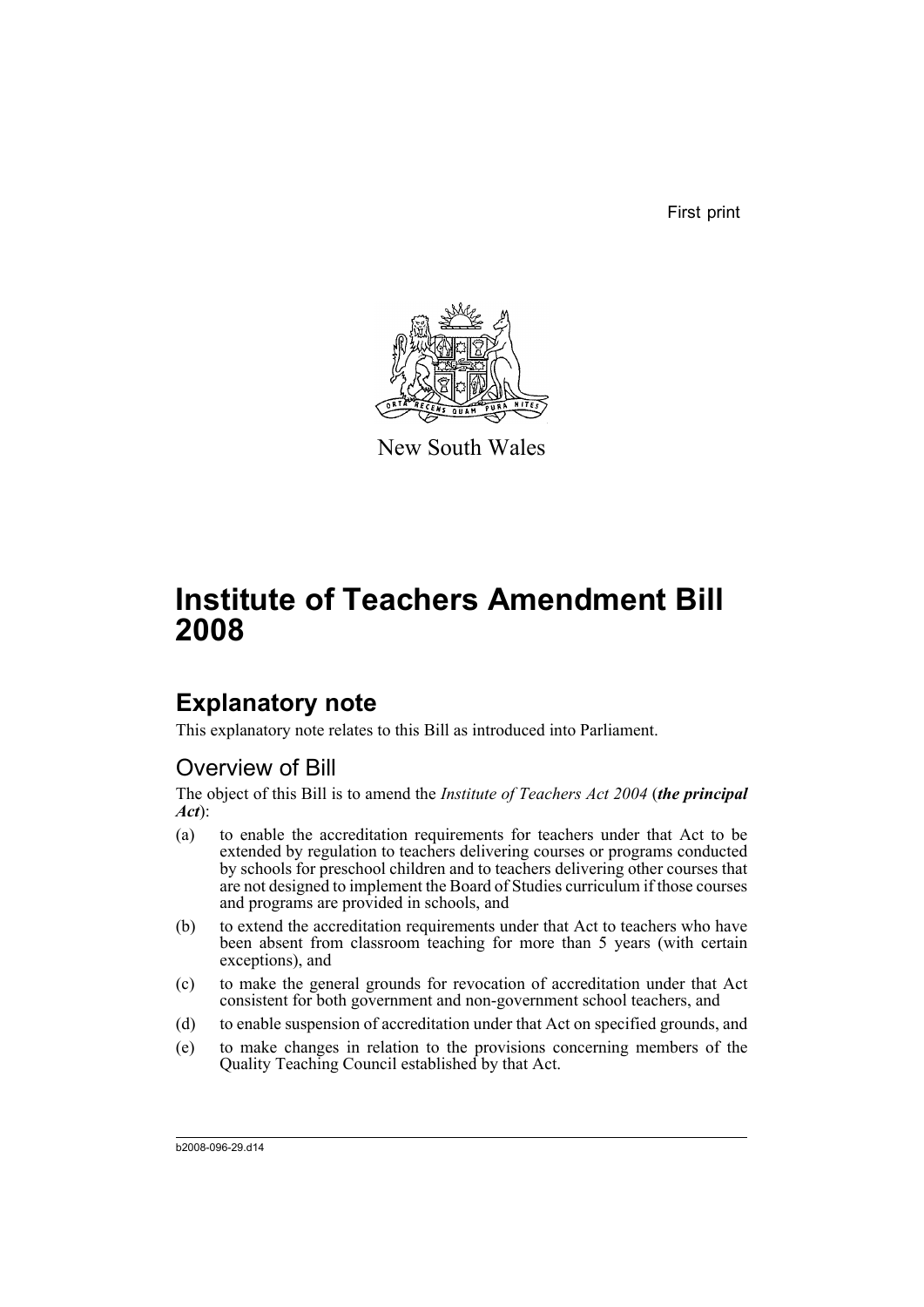First print

New South Wales

# Institute of Teachers Amendment Bill 2008

## Explanatory note

This explanatory note relates to this Bill as introduced into Parliament.

### Overview of Bill

The object of this Bill is to amend the *Institute of Teachers Act 2004* (***the principal Act***):

(a) to enable the accreditation requirements for teachers under that Act to be extended by regulation to teachers delivering courses or programs conducted by schools for preschool children and to teachers delivering other courses that are not designed to implement the Board of Studies curriculum if those courses and programs are provided in schools, and

(b) to extend the accreditation requirements under that Act to teachers who have been absent from classroom teaching for more than 5 years (with certain exceptions), and

(c) to make the general grounds for revocation of accreditation under that Act consistent for both government and non-government school teachers, and

(d) to enable suspension of accreditation under that Act on specified grounds, and

(e) to make changes in relation to the provisions concerning members of the Quality Teaching Council established by that Act.

b2008-096-29.d14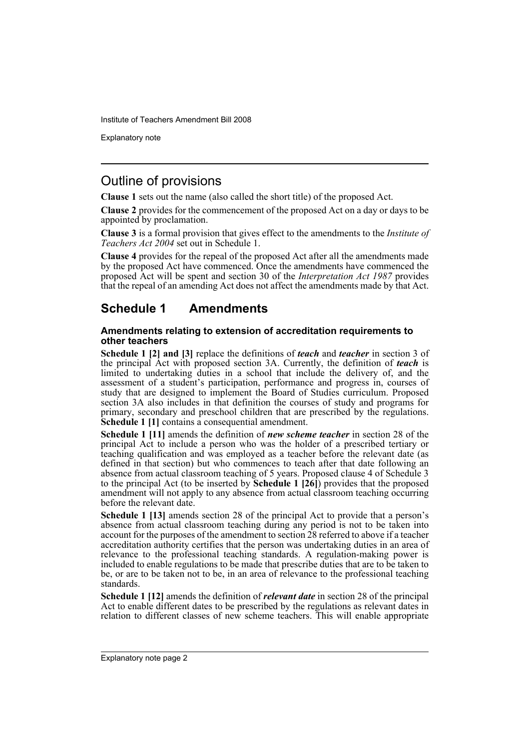## Outline of provisions

**Clause 1** sets out the name (also called the short title) of the proposed Act.

**Clause 2** provides for the commencement of the proposed Act on a day or days to be appointed by proclamation.

**Clause 3** is a formal provision that gives effect to the amendments to the *Institute of Teachers Act 2004* set out in Schedule 1.

**Clause 4** provides for the repeal of the proposed Act after all the amendments made by the proposed Act have commenced. Once the amendments have commenced the proposed Act will be spent and section 30 of the *Interpretation Act 1987* provides that the repeal of an amending Act does not affect the amendments made by that Act.

## Schedule 1 Amendments

### Amendments relating to extension of accreditation requirements to other teachers

**Schedule 1 [2] and [3]** replace the definitions of ***teach*** and ***teacher*** in section 3 of the principal Act with proposed section 3A. Currently, the definition of ***teach*** is limited to undertaking duties in a school that include the delivery of, and the assessment of a student's participation, performance and progress in, courses of study that are designed to implement the Board of Studies curriculum. Proposed section 3A also includes in that definition the courses of study and programs for primary, secondary and preschool children that are prescribed by the regulations. **Schedule 1 [1]** contains a consequential amendment.

**Schedule 1 [11]** amends the definition of ***new scheme teacher*** in section 28 of the principal Act to include a person who was the holder of a prescribed tertiary or teaching qualification and was employed as a teacher before the relevant date (as defined in that section) but who commences to teach after that date following an absence from actual classroom teaching of 5 years. Proposed clause 4 of Schedule 3 to the principal Act (to be inserted by **Schedule 1 [26]**) provides that the proposed amendment will not apply to any absence from actual classroom teaching occurring before the relevant date.

**Schedule 1 [13]** amends section 28 of the principal Act to provide that a person's absence from actual classroom teaching during any period is not to be taken into account for the purposes of the amendment to section 28 referred to above if a teacher accreditation authority certifies that the person was undertaking duties in an area of relevance to the professional teaching standards. A regulation-making power is included to enable regulations to be made that prescribe duties that are to be taken to be, or are to be taken not to be, in an area of relevance to the professional teaching standards.

**Schedule 1 [12]** amends the definition of ***relevant date*** in section 28 of the principal Act to enable different dates to be prescribed by the regulations as relevant dates in relation to different classes of new scheme teachers. This will enable appropriate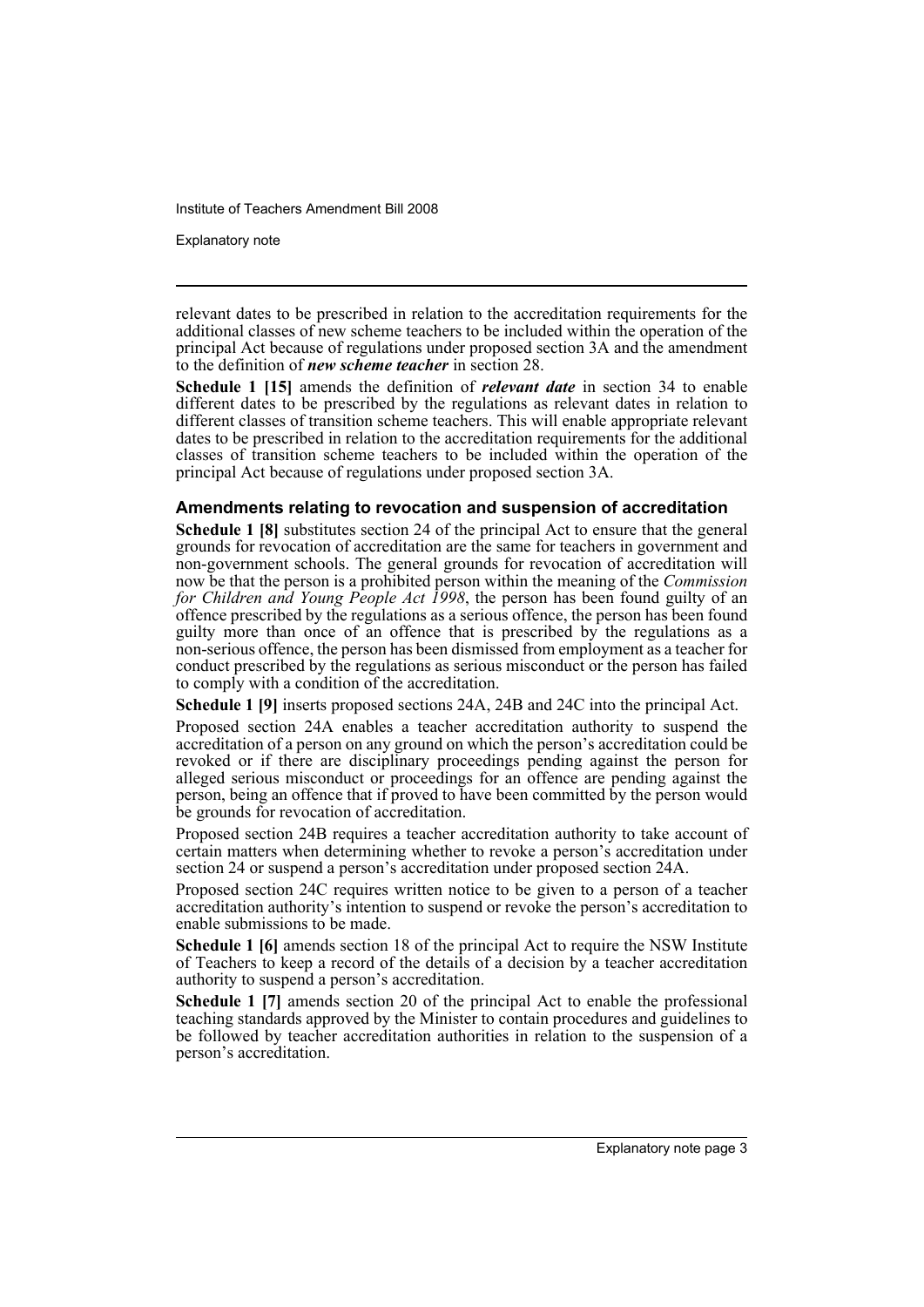relevant dates to be prescribed in relation to the accreditation requirements for the additional classes of new scheme teachers to be included within the operation of the principal Act because of regulations under proposed section 3A and the amendment to the definition of ***new scheme teacher*** in section 28.

**Schedule 1 [15]** amends the definition of ***relevant date*** in section 34 to enable different dates to be prescribed by the regulations as relevant dates in relation to different classes of transition scheme teachers. This will enable appropriate relevant dates to be prescribed in relation to the accreditation requirements for the additional classes of transition scheme teachers to be included within the operation of the principal Act because of regulations under proposed section 3A.

### Amendments relating to revocation and suspension of accreditation

**Schedule 1 [8]** substitutes section 24 of the principal Act to ensure that the general grounds for revocation of accreditation are the same for teachers in government and non-government schools. The general grounds for revocation of accreditation will now be that the person is a prohibited person within the meaning of the *Commission for Children and Young People Act 1998*, the person has been found guilty of an offence prescribed by the regulations as a serious offence, the person has been found guilty more than once of an offence that is prescribed by the regulations as a non-serious offence, the person has been dismissed from employment as a teacher for conduct prescribed by the regulations as serious misconduct or the person has failed to comply with a condition of the accreditation.

**Schedule 1 [9]** inserts proposed sections 24A, 24B and 24C into the principal Act.

Proposed section 24A enables a teacher accreditation authority to suspend the accreditation of a person on any ground on which the person's accreditation could be revoked or if there are disciplinary proceedings pending against the person for alleged serious misconduct or proceedings for an offence are pending against the person, being an offence that if proved to have been committed by the person would be grounds for revocation of accreditation.

Proposed section 24B requires a teacher accreditation authority to take account of certain matters when determining whether to revoke a person's accreditation under section 24 or suspend a person's accreditation under proposed section 24A.

Proposed section 24C requires written notice to be given to a person of a teacher accreditation authority's intention to suspend or revoke the person's accreditation to enable submissions to be made.

**Schedule 1 [6]** amends section 18 of the principal Act to require the NSW Institute of Teachers to keep a record of the details of a decision by a teacher accreditation authority to suspend a person's accreditation.

**Schedule 1 [7]** amends section 20 of the principal Act to enable the professional teaching standards approved by the Minister to contain procedures and guidelines to be followed by teacher accreditation authorities in relation to the suspension of a person's accreditation.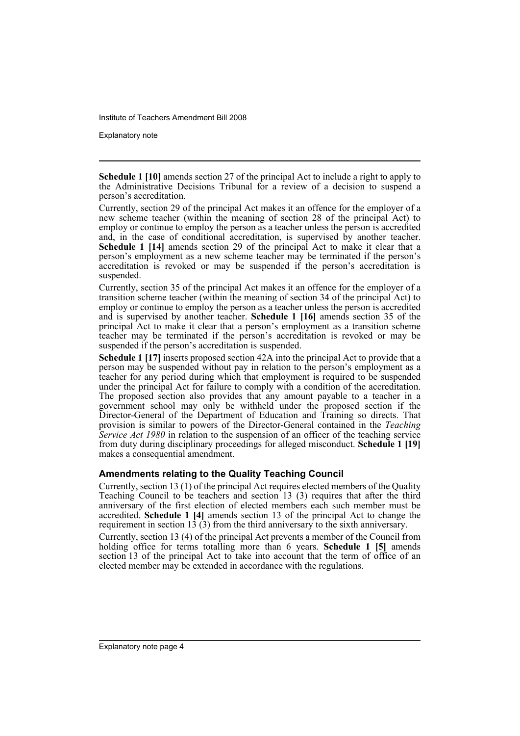**Schedule 1 [10]** amends section 27 of the principal Act to include a right to apply to the Administrative Decisions Tribunal for a review of a decision to suspend a person's accreditation.

Currently, section 29 of the principal Act makes it an offence for the employer of a new scheme teacher (within the meaning of section 28 of the principal Act) to employ or continue to employ the person as a teacher unless the person is accredited and, in the case of conditional accreditation, is supervised by another teacher. **Schedule 1 [14]** amends section 29 of the principal Act to make it clear that a person's employment as a new scheme teacher may be terminated if the person's accreditation is revoked or may be suspended if the person's accreditation is suspended.

Currently, section 35 of the principal Act makes it an offence for the employer of a transition scheme teacher (within the meaning of section 34 of the principal Act) to employ or continue to employ the person as a teacher unless the person is accredited and is supervised by another teacher. **Schedule 1 [16]** amends section 35 of the principal Act to make it clear that a person's employment as a transition scheme teacher may be terminated if the person's accreditation is revoked or may be suspended if the person's accreditation is suspended.

**Schedule 1 [17]** inserts proposed section 42A into the principal Act to provide that a person may be suspended without pay in relation to the person's employment as a teacher for any period during which that employment is required to be suspended under the principal Act for failure to comply with a condition of the accreditation. The proposed section also provides that any amount payable to a teacher in a government school may only be withheld under the proposed section if the Director-General of the Department of Education and Training so directs. That provision is similar to powers of the Director-General contained in the *Teaching Service Act 1980* in relation to the suspension of an officer of the teaching service from duty during disciplinary proceedings for alleged misconduct. **Schedule 1 [19]** makes a consequential amendment.

### Amendments relating to the Quality Teaching Council

Currently, section 13 (1) of the principal Act requires elected members of the Quality Teaching Council to be teachers and section 13 (3) requires that after the third anniversary of the first election of elected members each such member must be accredited. **Schedule 1 [4]** amends section 13 of the principal Act to change the requirement in section 13 (3) from the third anniversary to the sixth anniversary.

Currently, section 13 (4) of the principal Act prevents a member of the Council from holding office for terms totalling more than 6 years. **Schedule 1 [5]** amends section 13 of the principal Act to take into account that the term of office of an elected member may be extended in accordance with the regulations.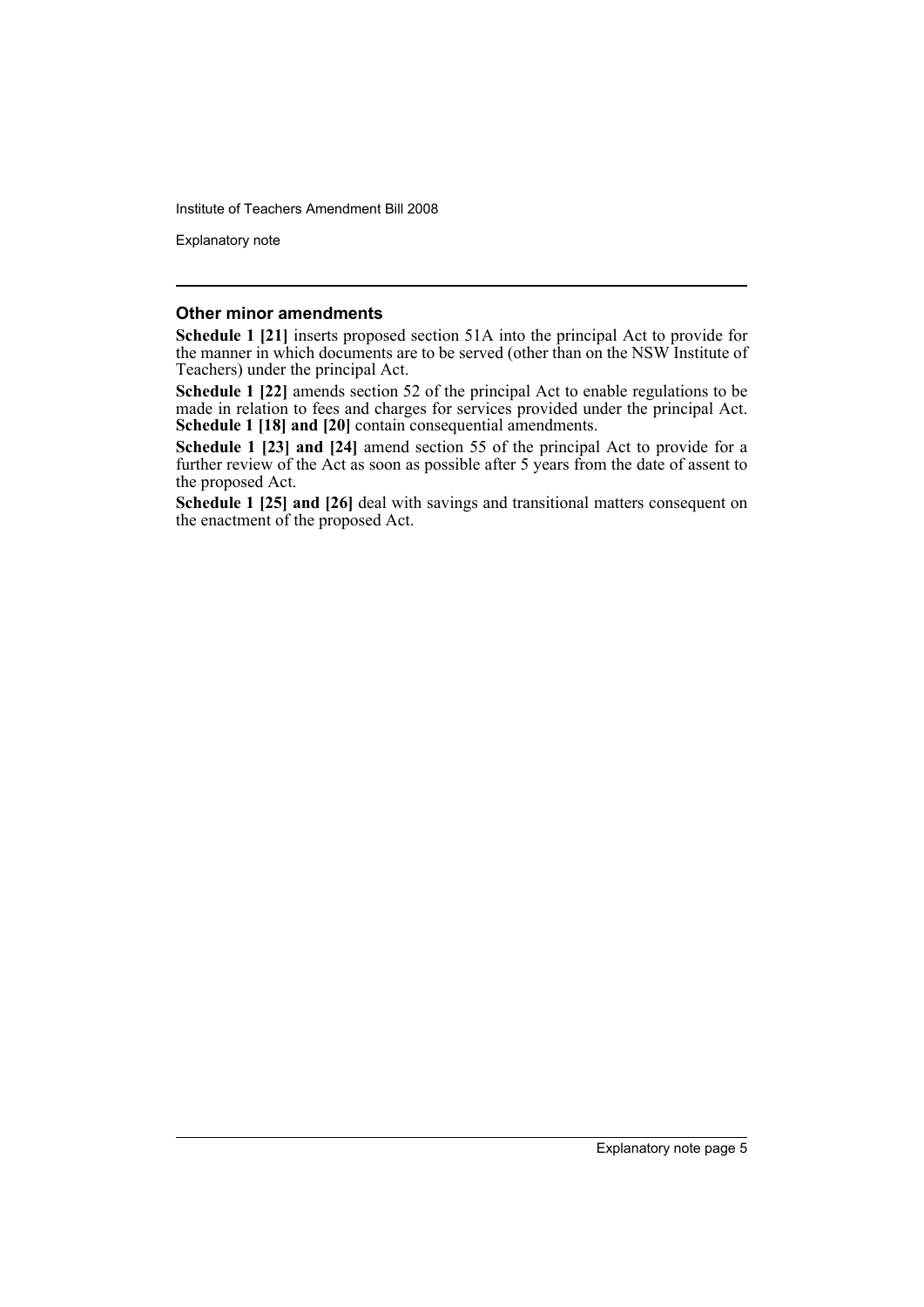### Other minor amendments

**Schedule 1 [21]** inserts proposed section 51A into the principal Act to provide for the manner in which documents are to be served (other than on the NSW Institute of Teachers) under the principal Act.

**Schedule 1 [22]** amends section 52 of the principal Act to enable regulations to be made in relation to fees and charges for services provided under the principal Act. **Schedule 1 [18] and [20]** contain consequential amendments.

**Schedule 1 [23] and [24]** amend section 55 of the principal Act to provide for a further review of the Act as soon as possible after 5 years from the date of assent to the proposed Act.

**Schedule 1 [25] and [26]** deal with savings and transitional matters consequent on the enactment of the proposed Act.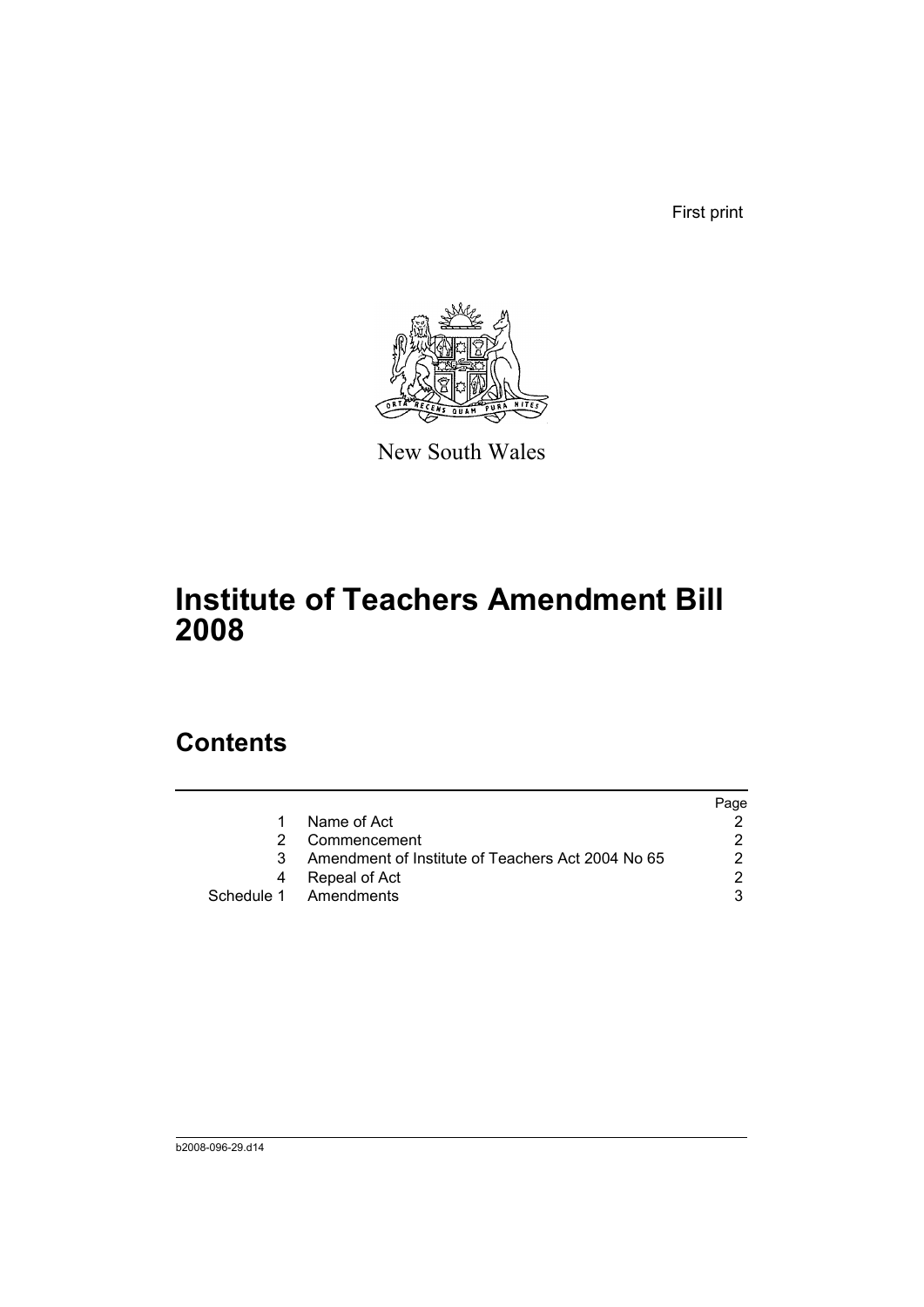First print

New South Wales

# Institute of Teachers Amendment Bill 2008

## Contents

| | | Page |
|---|---|---|
| 1 | Name of Act | 2 |
| 2 | Commencement | 2 |
| 3 | Amendment of Institute of Teachers Act 2004 No 65 | 2 |
| 4 | Repeal of Act | 2 |
| Schedule 1 | Amendments | 3 |

b2008-096-29.d14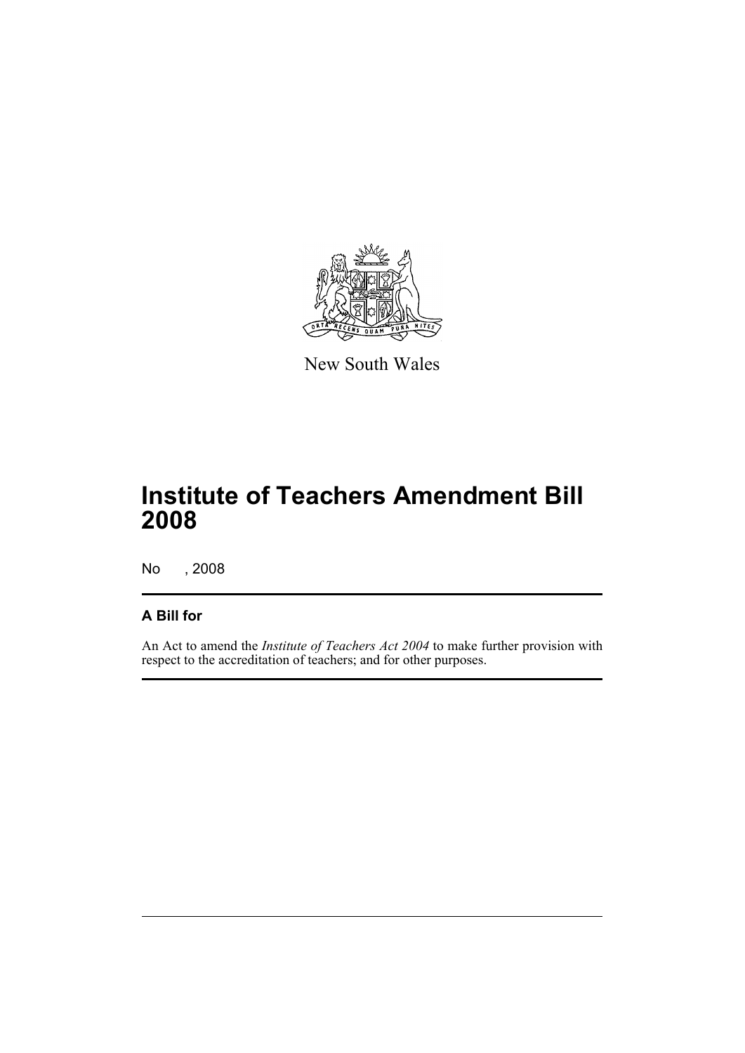New South Wales

# Institute of Teachers Amendment Bill 2008

No , 2008

## A Bill for

An Act to amend the *Institute of Teachers Act 2004* to make further provision with respect to the accreditation of teachers; and for other purposes.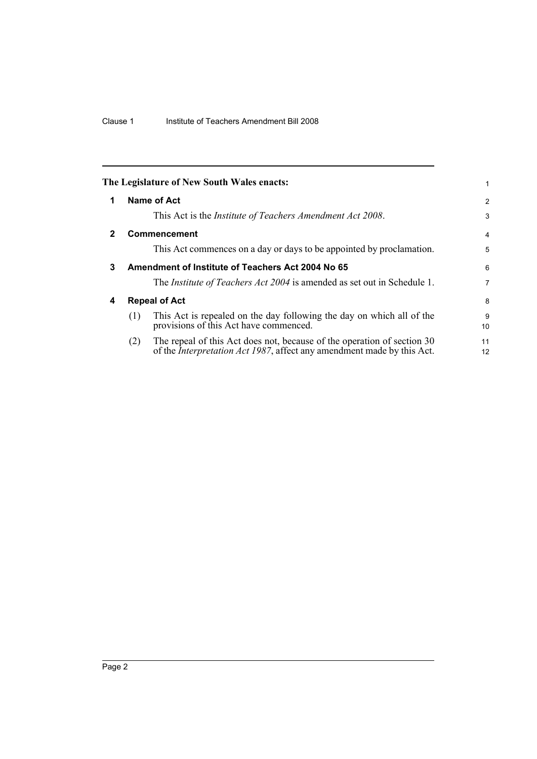The Legislature of New South Wales enacts:

## 1 Name of Act

This Act is the *Institute of Teachers Amendment Act 2008*.

## 2 Commencement

This Act commences on a day or days to be appointed by proclamation.

## 3 Amendment of Institute of Teachers Act 2004 No 65

The *Institute of Teachers Act 2004* is amended as set out in Schedule 1.

## 4 Repeal of Act

(1) This Act is repealed on the day following the day on which all of the provisions of this Act have commenced.

(2) The repeal of this Act does not, because of the operation of section 30 of the *Interpretation Act 1987*, affect any amendment made by this Act.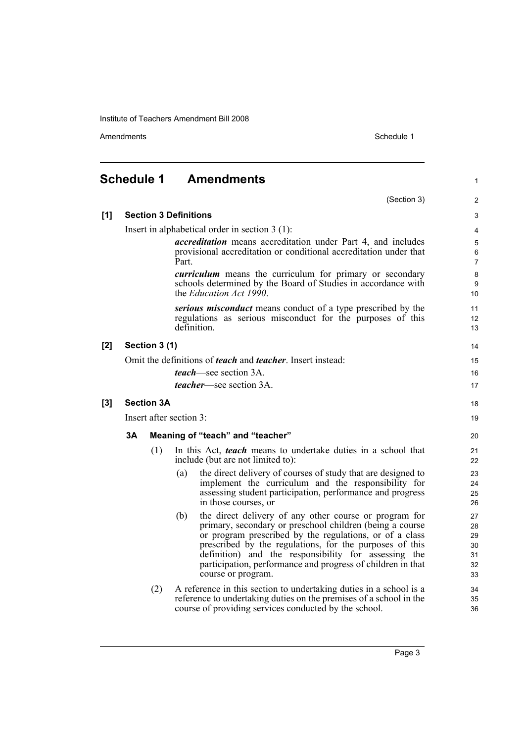# Schedule 1 Amendments

(Section 3)

**[1] Section 3 Definitions**

Insert in alphabetical order in section 3 (1):

> ***accreditation*** means accreditation under Part 4, and includes provisional accreditation or conditional accreditation under that Part.
>
> ***curriculum*** means the curriculum for primary or secondary schools determined by the Board of Studies in accordance with the *Education Act 1990*.
>
> ***serious misconduct*** means conduct of a type prescribed by the regulations as serious misconduct for the purposes of this definition.

**[2] Section 3 (1)**

Omit the definitions of ***teach*** and ***teacher***. Insert instead:

> ***teach***—see section 3A.
>
> ***teacher***—see section 3A.

**[3] Section 3A**

Insert after section 3:

**3A Meaning of "teach" and "teacher"**

(1) In this Act, ***teach*** means to undertake duties in a school that include (but are not limited to):

- (a) the direct delivery of courses of study that are designed to implement the curriculum and the responsibility for assessing student participation, performance and progress in those courses, or
- (b) the direct delivery of any other course or program for primary, secondary or preschool children (being a course or program prescribed by the regulations, or of a class prescribed by the regulations, for the purposes of this definition) and the responsibility for assessing the participation, performance and progress of children in that course or program.

(2) A reference in this section to undertaking duties in a school is a reference to undertaking duties on the premises of a school in the course of providing services conducted by the school.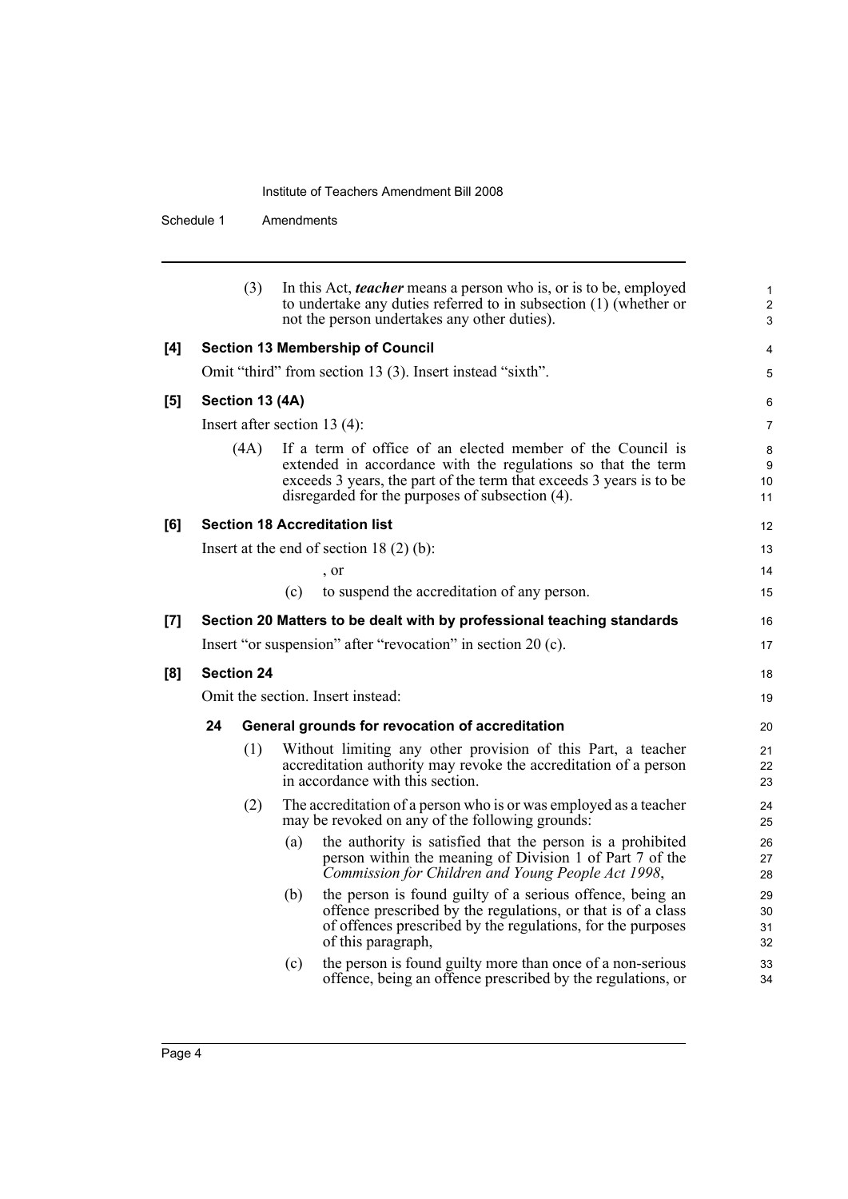(3) In this Act, ***teacher*** means a person who is, or is to be, employed to undertake any duties referred to in subsection (1) (whether or not the person undertakes any other duties).

**[4] Section 13 Membership of Council**

Omit "third" from section 13 (3). Insert instead "sixth".

**[5] Section 13 (4A)**

Insert after section 13 (4):

(4A) If a term of office of an elected member of the Council is extended in accordance with the regulations so that the term exceeds 3 years, the part of the term that exceeds 3 years is to be disregarded for the purposes of subsection (4).

**[6] Section 18 Accreditation list**

Insert at the end of section 18 (2) (b):

, or

(c) to suspend the accreditation of any person.

**[7] Section 20 Matters to be dealt with by professional teaching standards**

Insert "or suspension" after "revocation" in section 20 (c).

**[8] Section 24**

Omit the section. Insert instead:

**24 General grounds for revocation of accreditation**

(1) Without limiting any other provision of this Part, a teacher accreditation authority may revoke the accreditation of a person in accordance with this section.

(2) The accreditation of a person who is or was employed as a teacher may be revoked on any of the following grounds:

(a) the authority is satisfied that the person is a prohibited person within the meaning of Division 1 of Part 7 of the *Commission for Children and Young People Act 1998*,

(b) the person is found guilty of a serious offence, being an offence prescribed by the regulations, or that is of a class of offences prescribed by the regulations, for the purposes of this paragraph,

(c) the person is found guilty more than once of a non-serious offence, being an offence prescribed by the regulations, or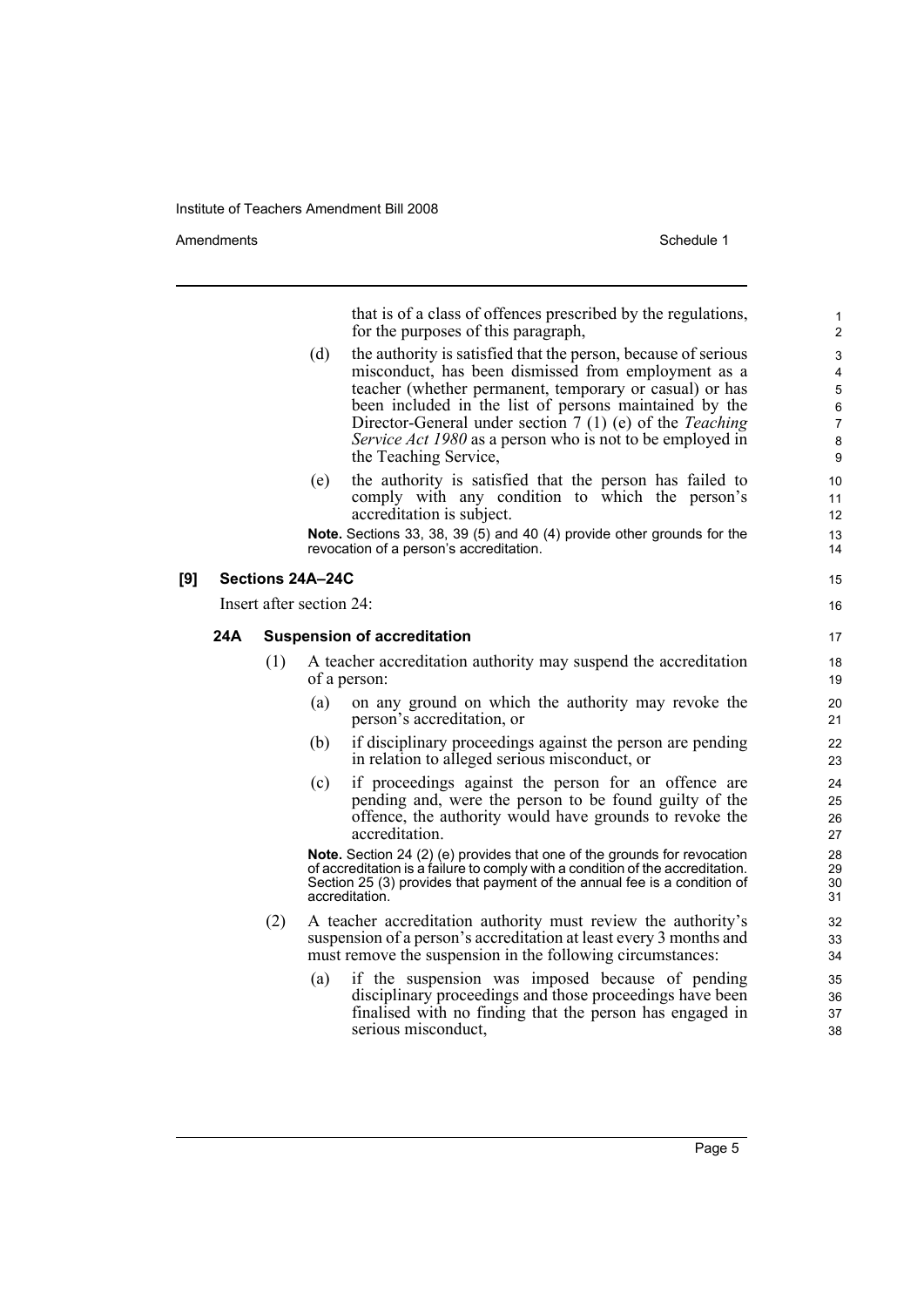that is of a class of offences prescribed by the regulations, for the purposes of this paragraph,

(d) the authority is satisfied that the person, because of serious misconduct, has been dismissed from employment as a teacher (whether permanent, temporary or casual) or has been included in the list of persons maintained by the Director-General under section 7 (1) (e) of the *Teaching Service Act 1980* as a person who is not to be employed in the Teaching Service,

(e) the authority is satisfied that the person has failed to comply with any condition to which the person's accreditation is subject.

**Note.** Sections 33, 38, 39 (5) and 40 (4) provide other grounds for the revocation of a person's accreditation.

### [9] Sections 24A–24C

Insert after section 24:

#### 24A Suspension of accreditation

(1) A teacher accreditation authority may suspend the accreditation of a person:

(a) on any ground on which the authority may revoke the person's accreditation, or

(b) if disciplinary proceedings against the person are pending in relation to alleged serious misconduct, or

(c) if proceedings against the person for an offence are pending and, were the person to be found guilty of the offence, the authority would have grounds to revoke the accreditation.

**Note.** Section 24 (2) (e) provides that one of the grounds for revocation of accreditation is a failure to comply with a condition of the accreditation. Section 25 (3) provides that payment of the annual fee is a condition of accreditation.

(2) A teacher accreditation authority must review the authority's suspension of a person's accreditation at least every 3 months and must remove the suspension in the following circumstances:

(a) if the suspension was imposed because of pending disciplinary proceedings and those proceedings have been finalised with no finding that the person has engaged in serious misconduct,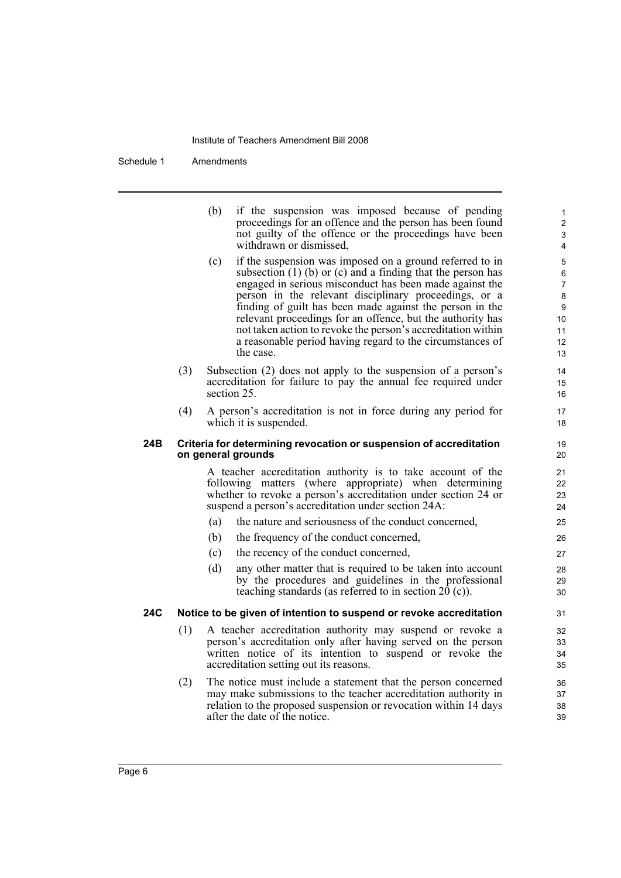(b) if the suspension was imposed because of pending proceedings for an offence and the person has been found not guilty of the offence or the proceedings have been withdrawn or dismissed,

(c) if the suspension was imposed on a ground referred to in subsection (1) (b) or (c) and a finding that the person has engaged in serious misconduct has been made against the person in the relevant disciplinary proceedings, or a finding of guilt has been made against the person in the relevant proceedings for an offence, but the authority has not taken action to revoke the person's accreditation within a reasonable period having regard to the circumstances of the case.

(3) Subsection (2) does not apply to the suspension of a person's accreditation for failure to pay the annual fee required under section 25.

(4) A person's accreditation is not in force during any period for which it is suspended.

**24B Criteria for determining revocation or suspension of accreditation on general grounds**

A teacher accreditation authority is to take account of the following matters (where appropriate) when determining whether to revoke a person's accreditation under section 24 or suspend a person's accreditation under section 24A:

(a) the nature and seriousness of the conduct concerned,

(b) the frequency of the conduct concerned,

(c) the recency of the conduct concerned,

(d) any other matter that is required to be taken into account by the procedures and guidelines in the professional teaching standards (as referred to in section 20 (c)).

**24C Notice to be given of intention to suspend or revoke accreditation**

(1) A teacher accreditation authority may suspend or revoke a person's accreditation only after having served on the person written notice of its intention to suspend or revoke the accreditation setting out its reasons.

(2) The notice must include a statement that the person concerned may make submissions to the teacher accreditation authority in relation to the proposed suspension or revocation within 14 days after the date of the notice.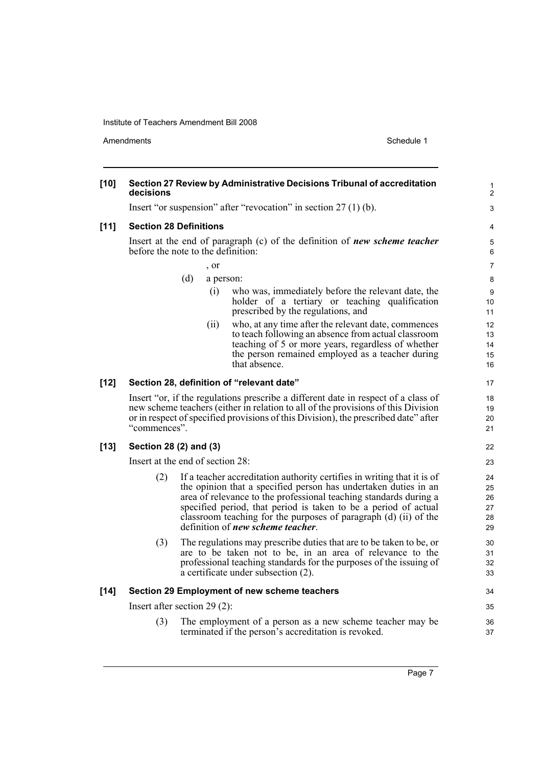**[10] Section 27 Review by Administrative Decisions Tribunal of accreditation decisions**

Insert "or suspension" after "revocation" in section 27 (1) (b).

**[11] Section 28 Definitions**

Insert at the end of paragraph (c) of the definition of ***new scheme teacher*** before the note to the definition:

, or

(d) a person:

(i) who was, immediately before the relevant date, the holder of a tertiary or teaching qualification prescribed by the regulations, and

(ii) who, at any time after the relevant date, commences to teach following an absence from actual classroom teaching of 5 or more years, regardless of whether the person remained employed as a teacher during that absence.

**[12] Section 28, definition of "relevant date"**

Insert "or, if the regulations prescribe a different date in respect of a class of new scheme teachers (either in relation to all of the provisions of this Division or in respect of specified provisions of this Division), the prescribed date" after "commences".

**[13] Section 28 (2) and (3)**

Insert at the end of section 28:

(2) If a teacher accreditation authority certifies in writing that it is of the opinion that a specified person has undertaken duties in an area of relevance to the professional teaching standards during a specified period, that period is taken to be a period of actual classroom teaching for the purposes of paragraph (d) (ii) of the definition of ***new scheme teacher***.

(3) The regulations may prescribe duties that are to be taken to be, or are to be taken not to be, in an area of relevance to the professional teaching standards for the purposes of the issuing of a certificate under subsection (2).

**[14] Section 29 Employment of new scheme teachers**

Insert after section 29 (2):

(3) The employment of a person as a new scheme teacher may be terminated if the person's accreditation is revoked.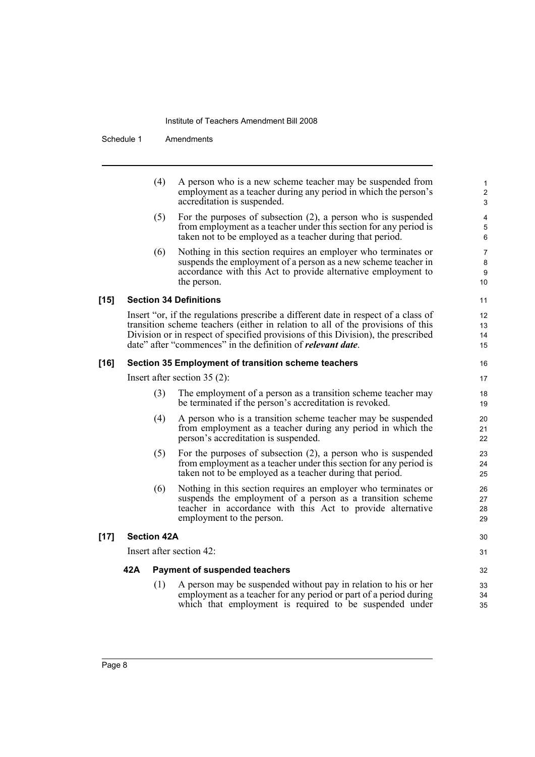(4) A person who is a new scheme teacher may be suspended from employment as a teacher during any period in which the person's accreditation is suspended.

(5) For the purposes of subsection (2), a person who is suspended from employment as a teacher under this section for any period is taken not to be employed as a teacher during that period.

(6) Nothing in this section requires an employer who terminates or suspends the employment of a person as a new scheme teacher in accordance with this Act to provide alternative employment to the person.

**[15] Section 34 Definitions**

Insert "or, if the regulations prescribe a different date in respect of a class of transition scheme teachers (either in relation to all of the provisions of this Division or in respect of specified provisions of this Division), the prescribed date" after "commences" in the definition of ***relevant date***.

**[16] Section 35 Employment of transition scheme teachers**

Insert after section 35 (2):

(3) The employment of a person as a transition scheme teacher may be terminated if the person's accreditation is revoked.

(4) A person who is a transition scheme teacher may be suspended from employment as a teacher during any period in which the person's accreditation is suspended.

(5) For the purposes of subsection (2), a person who is suspended from employment as a teacher under this section for any period is taken not to be employed as a teacher during that period.

(6) Nothing in this section requires an employer who terminates or suspends the employment of a person as a transition scheme teacher in accordance with this Act to provide alternative employment to the person.

**[17] Section 42A**

Insert after section 42:

**42A Payment of suspended teachers**

(1) A person may be suspended without pay in relation to his or her employment as a teacher for any period or part of a period during which that employment is required to be suspended under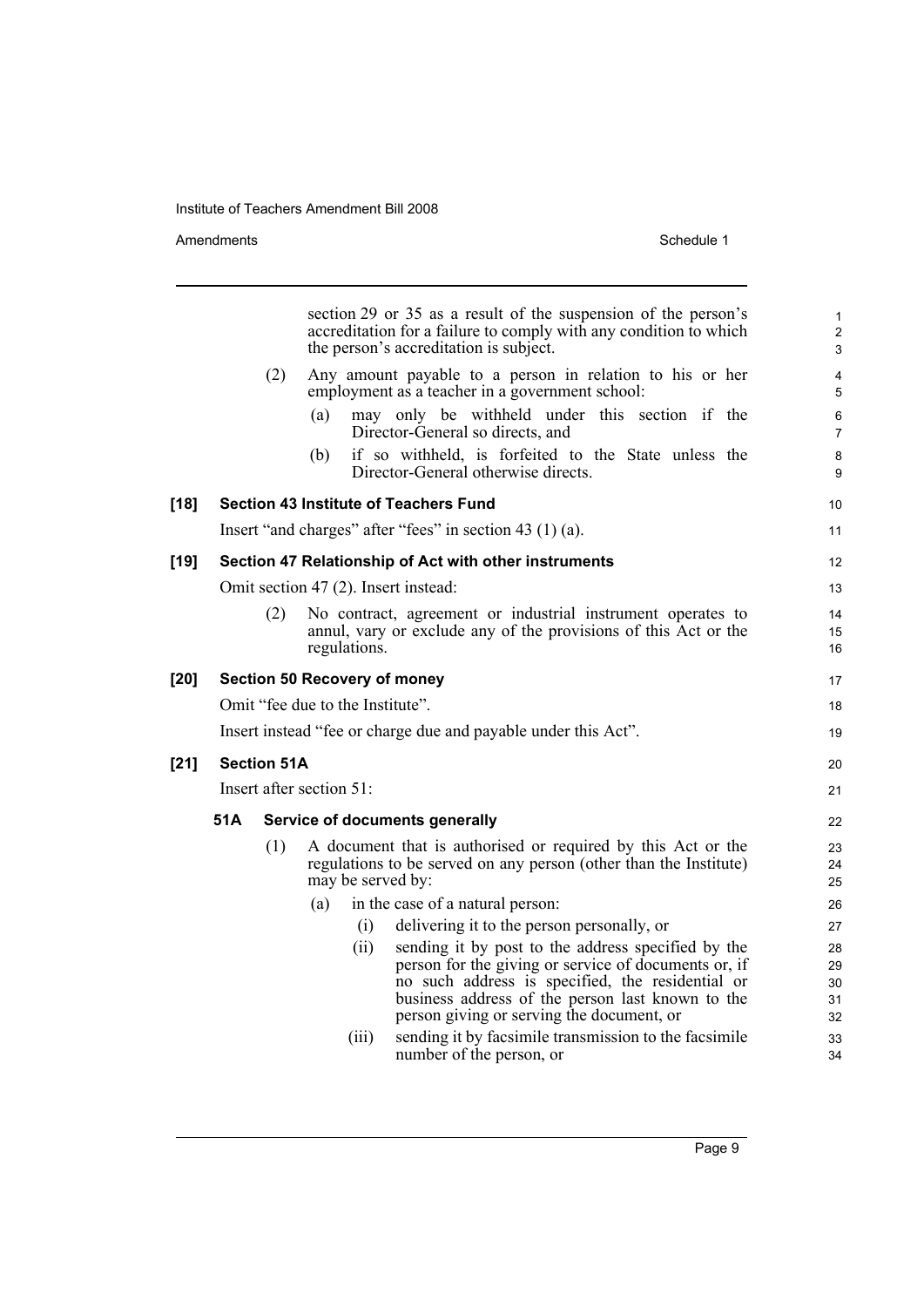section 29 or 35 as a result of the suspension of the person's accreditation for a failure to comply with any condition to which the person's accreditation is subject.

(2) Any amount payable to a person in relation to his or her employment as a teacher in a government school:

(a) may only be withheld under this section if the Director-General so directs, and

(b) if so withheld, is forfeited to the State unless the Director-General otherwise directs.

**[18] Section 43 Institute of Teachers Fund**

Insert "and charges" after "fees" in section 43 (1) (a).

**[19] Section 47 Relationship of Act with other instruments**

Omit section 47 (2). Insert instead:

(2) No contract, agreement or industrial instrument operates to annul, vary or exclude any of the provisions of this Act or the regulations.

**[20] Section 50 Recovery of money**

Omit "fee due to the Institute".

Insert instead "fee or charge due and payable under this Act".

**[21] Section 51A**

Insert after section 51:

**51A Service of documents generally**

(1) A document that is authorised or required by this Act or the regulations to be served on any person (other than the Institute) may be served by:

(a) in the case of a natural person:

(i) delivering it to the person personally, or

(ii) sending it by post to the address specified by the person for the giving or service of documents or, if no such address is specified, the residential or business address of the person last known to the person giving or serving the document, or

(iii) sending it by facsimile transmission to the facsimile number of the person, or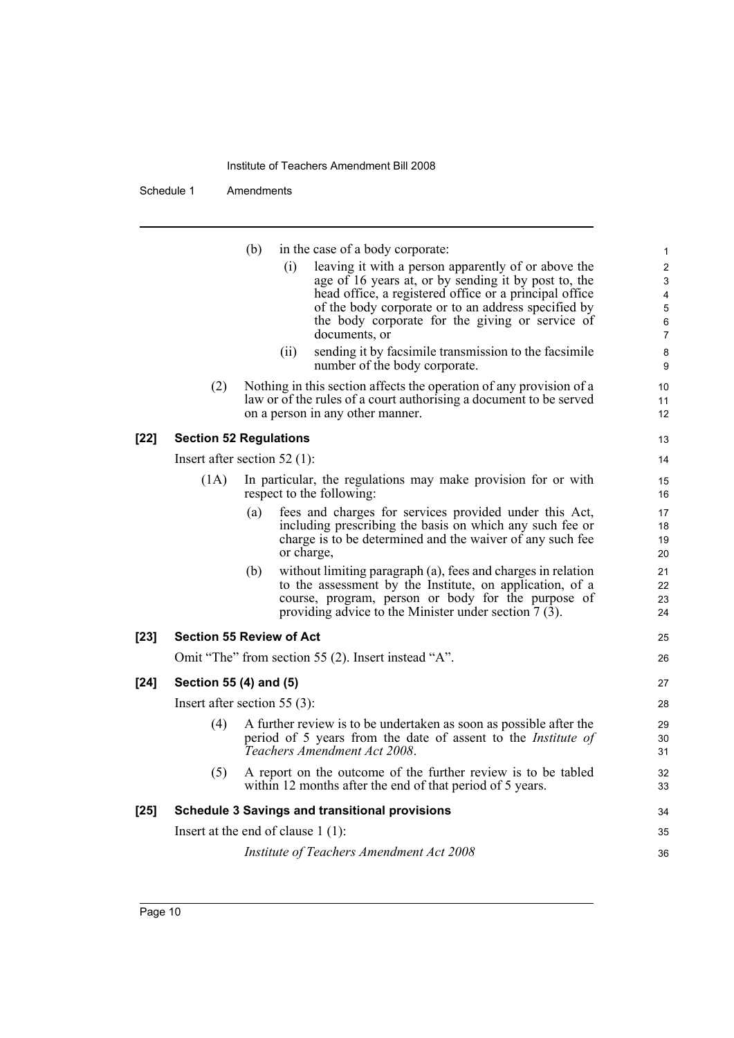(b) in the case of a body corporate:

(i) leaving it with a person apparently of or above the age of 16 years at, or by sending it by post to, the head office, a registered office or a principal office of the body corporate or to an address specified by the body corporate for the giving or service of documents, or

(ii) sending it by facsimile transmission to the facsimile number of the body corporate.

(2) Nothing in this section affects the operation of any provision of a law or of the rules of a court authorising a document to be served on a person in any other manner.

**[22] Section 52 Regulations**

Insert after section 52 (1):

(1A) In particular, the regulations may make provision for or with respect to the following:

(a) fees and charges for services provided under this Act, including prescribing the basis on which any such fee or charge is to be determined and the waiver of any such fee or charge,

(b) without limiting paragraph (a), fees and charges in relation to the assessment by the Institute, on application, of a course, program, person or body for the purpose of providing advice to the Minister under section 7 (3).

**[23] Section 55 Review of Act**

Omit "The" from section 55 (2). Insert instead "A".

**[24] Section 55 (4) and (5)**

Insert after section 55 (3):

(4) A further review is to be undertaken as soon as possible after the period of 5 years from the date of assent to the *Institute of Teachers Amendment Act 2008*.

(5) A report on the outcome of the further review is to be tabled within 12 months after the end of that period of 5 years.

**[25] Schedule 3 Savings and transitional provisions**

Insert at the end of clause 1 (1):

*Institute of Teachers Amendment Act 2008*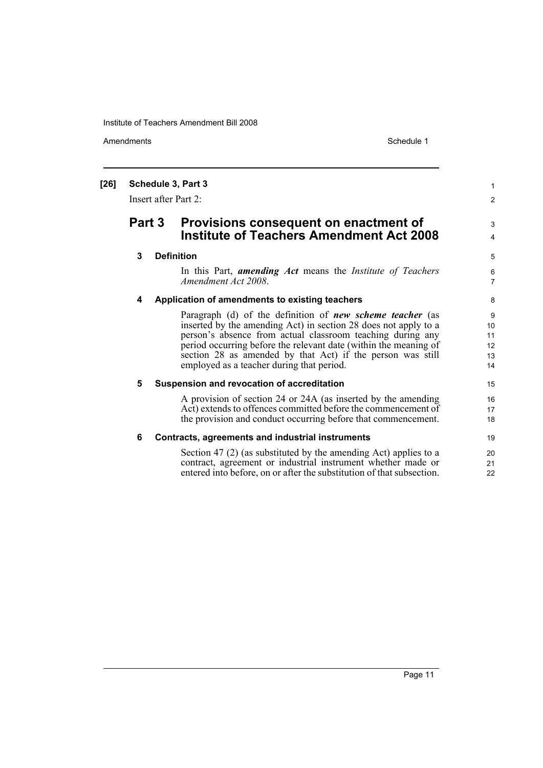**[26] Schedule 3, Part 3**

Insert after Part 2:

## Part 3 Provisions consequent on enactment of Institute of Teachers Amendment Act 2008

### 3 Definition

In this Part, ***amending Act*** means the *Institute of Teachers Amendment Act 2008*.

### 4 Application of amendments to existing teachers

Paragraph (d) of the definition of ***new scheme teacher*** (as inserted by the amending Act) in section 28 does not apply to a person's absence from actual classroom teaching during any period occurring before the relevant date (within the meaning of section 28 as amended by that Act) if the person was still employed as a teacher during that period.

### 5 Suspension and revocation of accreditation

A provision of section 24 or 24A (as inserted by the amending Act) extends to offences committed before the commencement of the provision and conduct occurring before that commencement.

### 6 Contracts, agreements and industrial instruments

Section 47 (2) (as substituted by the amending Act) applies to a contract, agreement or industrial instrument whether made or entered into before, on or after the substitution of that subsection.